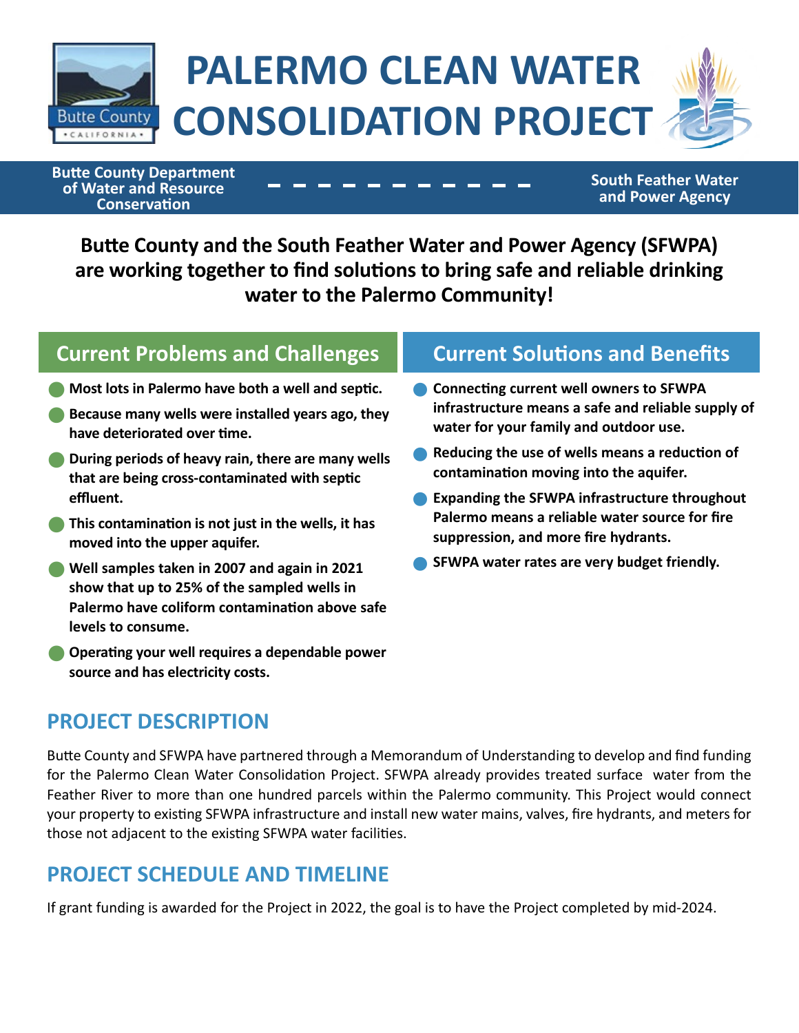# PALERMO CLEAN WATER CONSOLIDATION PROJECT

**Butte County Department of Water and Resource Conservation** — **South Feather Water and Power Agency**

**Butte County and the South Feather Water and Power Agency (SFWPA) are working together to find solutions to bring safe and reliable drinking water to the Palermo Community!**

## Current Problems and Challenges

- **Most lots in Palermo have both a well and septic.**
- **Because many wells were installed years ago, they have deteriorated over time.**
- **During periods of heavy rain, there are many wells that are being cross-contaminated with septic effluent.**
- **This contamination is not just in the wells, it has moved into the upper aquifer.**
- **Well samples taken in 2007 and again in 2021 show that up to 25% of the sampled wells in Palermo have coliform contamination above safe levels to consume.**
- **Operating your well requires a dependable power source and has electricity costs.**

## Current Solutions and Benefits

- **Connecting current well owners to SFWPA infrastructure means a safe and reliable supply of water for your family and outdoor use.**
- **Reducing the use of wells means a reduction of contamination moving into the aquifer.**
- **Expanding the SFWPA infrastructure throughout Palermo means a reliable water source for fire suppression, and more fire hydrants.**
- **SFWPA water rates are very budget friendly.**

## PROJECT DESCRIPTION

Butte County and SFWPA have partnered through a Memorandum of Understanding to develop and find funding for the Palermo Clean Water Consolidation Project. SFWPA already provides treated surface water from the Feather River to more than one hundred parcels within the Palermo community. This Project would connect your property to existing SFWPA infrastructure and install new water mains, valves, fire hydrants, and meters for those not adjacent to the existing SFWPA water facilities.

## PROJECT SCHEDULE AND TIMELINE

If grant funding is awarded for the Project in 2022, the goal is to have the Project completed by mid-2024.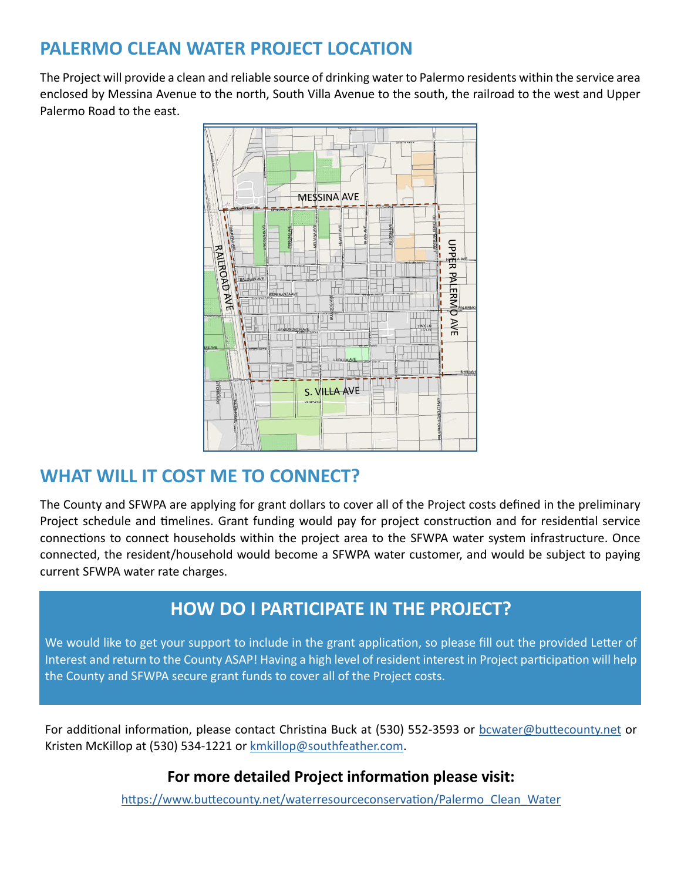## PALERMO CLEAN WATER PROJECT LOCATION

The Project will provide a clean and reliable source of drinking water to Palermo residents within the service area enclosed by Messina Avenue to the north, South Villa Avenue to the south, the railroad to the west and Upper Palermo Road to the east.

MESSINA AVE

RAILROAD AVE

UPPER PALERMO AVE

S. VILLA AVE

## WHAT WILL IT COST ME TO CONNECT?

The County and SFWPA are applying for grant dollars to cover all of the Project costs defined in the preliminary Project schedule and timelines. Grant funding would pay for project construction and for residential service connections to connect households within the project area to the SFWPA water system infrastructure. Once connected, the resident/household would become a SFWPA water customer, and would be subject to paying current SFWPA water rate charges.

## HOW DO I PARTICIPATE IN THE PROJECT?

We would like to get your support to include in the grant application, so please fill out the provided Letter of Interest and return to the County ASAP! Having a high level of resident interest in Project participation will help the County and SFWPA secure grant funds to cover all of the Project costs.

For additional information, please contact Christina Buck at (530) 552-3593 or bcwater@buttecounty.net or Kristen McKillop at (530) 534-1221 or kmkillop@southfeather.com.

**For more detailed Project information please visit:**

https://www.buttecounty.net/waterresourceconservation/Palermo_Clean_Water